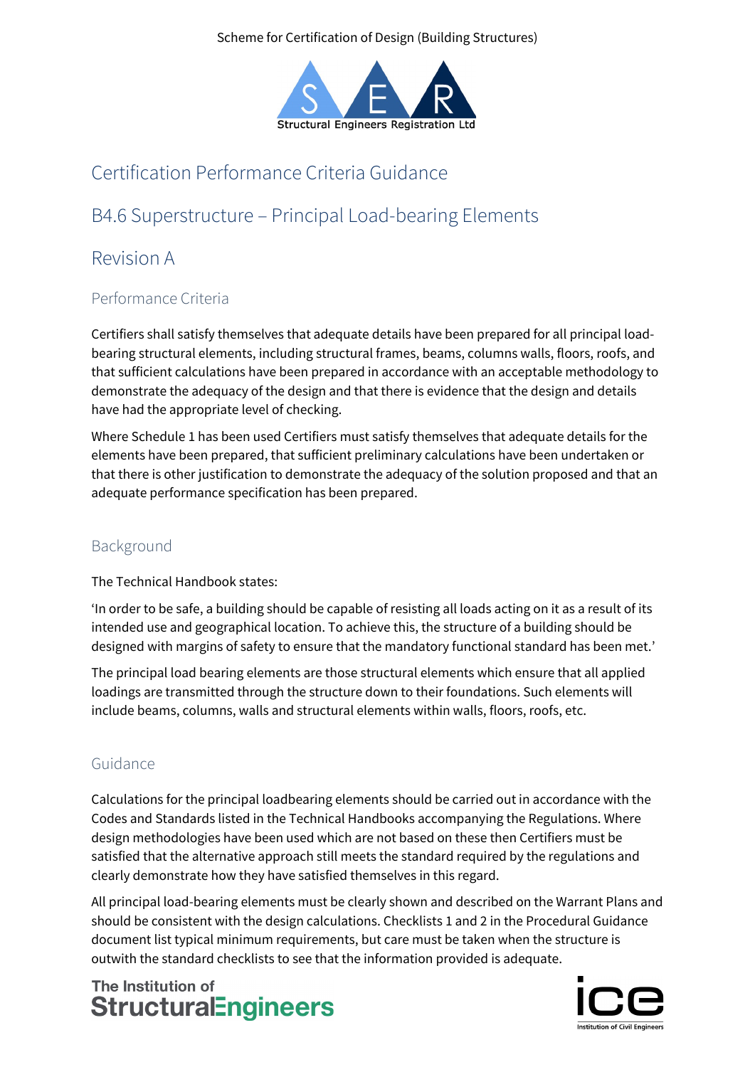Scheme for Certification of Design (Building Structures)

# Certification Performance Criteria Guidance

# B4.6 Superstructure – Principal Load-bearing Elements

# Revision A

## Performance Criteria

Certifiers shall satisfy themselves that adequate details have been prepared for all principal load-bearing structural elements, including structural frames, beams, columns walls, floors, roofs, and that sufficient calculations have been prepared in accordance with an acceptable methodology to demonstrate the adequacy of the design and that there is evidence that the design and details have had the appropriate level of checking.

Where Schedule 1 has been used Certifiers must satisfy themselves that adequate details for the elements have been prepared, that sufficient preliminary calculations have been undertaken or that there is other justification to demonstrate the adequacy of the solution proposed and that an adequate performance specification has been prepared.

## Background

The Technical Handbook states:

'In order to be safe, a building should be capable of resisting all loads acting on it as a result of its intended use and geographical location. To achieve this, the structure of a building should be designed with margins of safety to ensure that the mandatory functional standard has been met.'

The principal load bearing elements are those structural elements which ensure that all applied loadings are transmitted through the structure down to their foundations. Such elements will include beams, columns, walls and structural elements within walls, floors, roofs, etc.

## Guidance

Calculations for the principal loadbearing elements should be carried out in accordance with the Codes and Standards listed in the Technical Handbooks accompanying the Regulations. Where design methodologies have been used which are not based on these then Certifiers must be satisfied that the alternative approach still meets the standard required by the regulations and clearly demonstrate how they have satisfied themselves in this regard.

All principal load-bearing elements must be clearly shown and described on the Warrant Plans and should be consistent with the design calculations. Checklists 1 and 2 in the Procedural Guidance document list typical minimum requirements, but care must be taken when the structure is outwith the standard checklists to see that the information provided is adequate.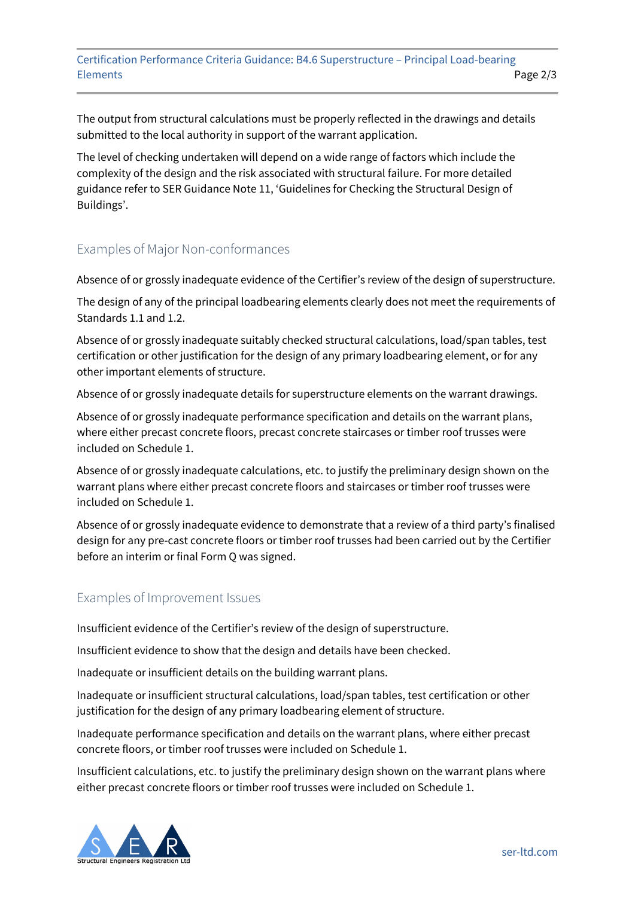The output from structural calculations must be properly reflected in the drawings and details submitted to the local authority in support of the warrant application.

The level of checking undertaken will depend on a wide range of factors which include the complexity of the design and the risk associated with structural failure. For more detailed guidance refer to SER Guidance Note 11, 'Guidelines for Checking the Structural Design of Buildings'.

## Examples of Major Non-conformances

Absence of or grossly inadequate evidence of the Certifier's review of the design of superstructure.

The design of any of the principal loadbearing elements clearly does not meet the requirements of Standards 1.1 and 1.2.

Absence of or grossly inadequate suitably checked structural calculations, load/span tables, test certification or other justification for the design of any primary loadbearing element, or for any other important elements of structure.

Absence of or grossly inadequate details for superstructure elements on the warrant drawings.

Absence of or grossly inadequate performance specification and details on the warrant plans, where either precast concrete floors, precast concrete staircases or timber roof trusses were included on Schedule 1.

Absence of or grossly inadequate calculations, etc. to justify the preliminary design shown on the warrant plans where either precast concrete floors and staircases or timber roof trusses were included on Schedule 1.

Absence of or grossly inadequate evidence to demonstrate that a review of a third party's finalised design for any pre-cast concrete floors or timber roof trusses had been carried out by the Certifier before an interim or final Form Q was signed.

## Examples of Improvement Issues

Insufficient evidence of the Certifier's review of the design of superstructure.

Insufficient evidence to show that the design and details have been checked.

Inadequate or insufficient details on the building warrant plans.

Inadequate or insufficient structural calculations, load/span tables, test certification or other justification for the design of any primary loadbearing element of structure.

Inadequate performance specification and details on the warrant plans, where either precast concrete floors, or timber roof trusses were included on Schedule 1.

Insufficient calculations, etc. to justify the preliminary design shown on the warrant plans where either precast concrete floors or timber roof trusses were included on Schedule 1.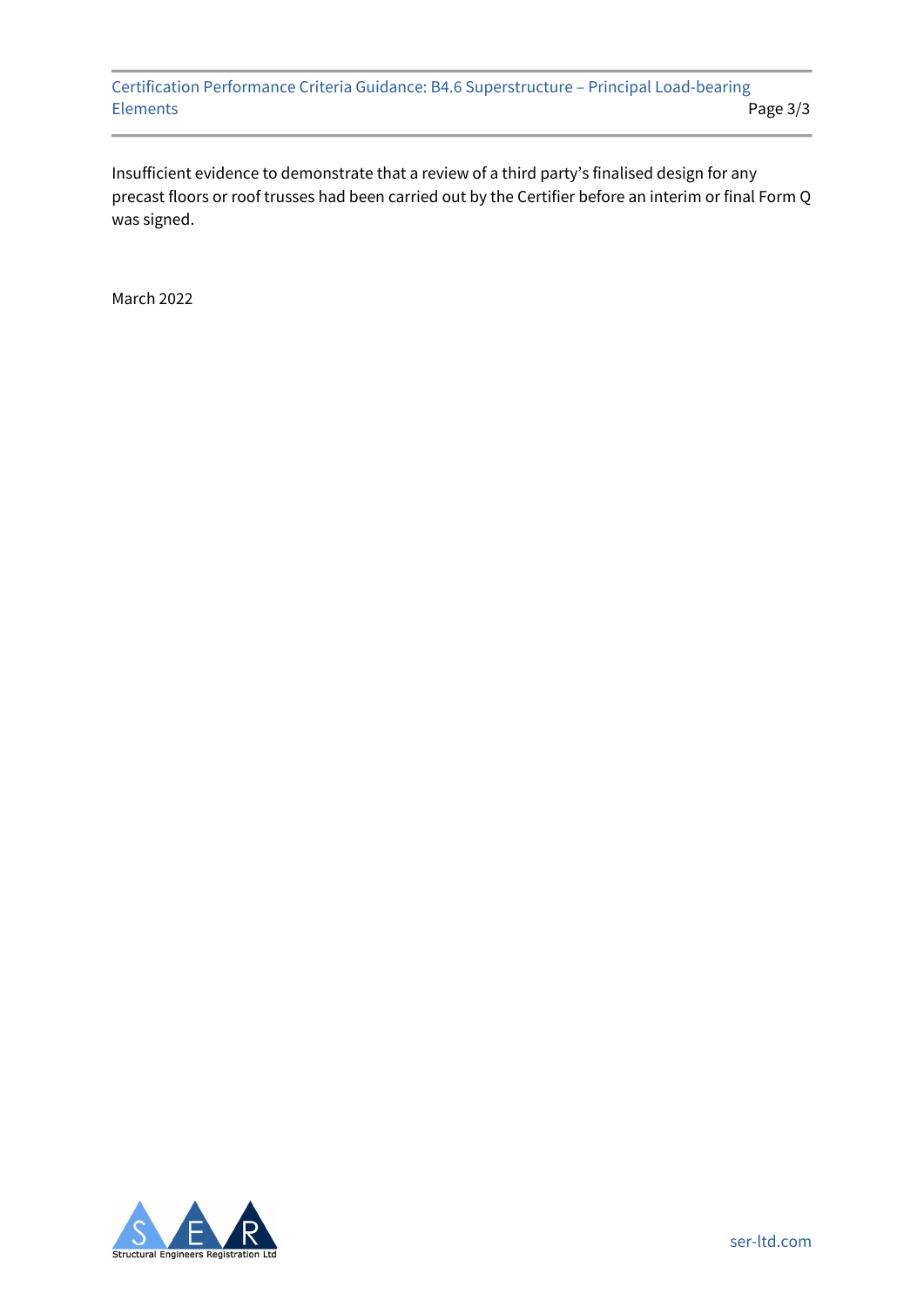Insufficient evidence to demonstrate that a review of a third party's finalised design for any precast floors or roof trusses had been carried out by the Certifier before an interim or final Form Q was signed.

March 2022